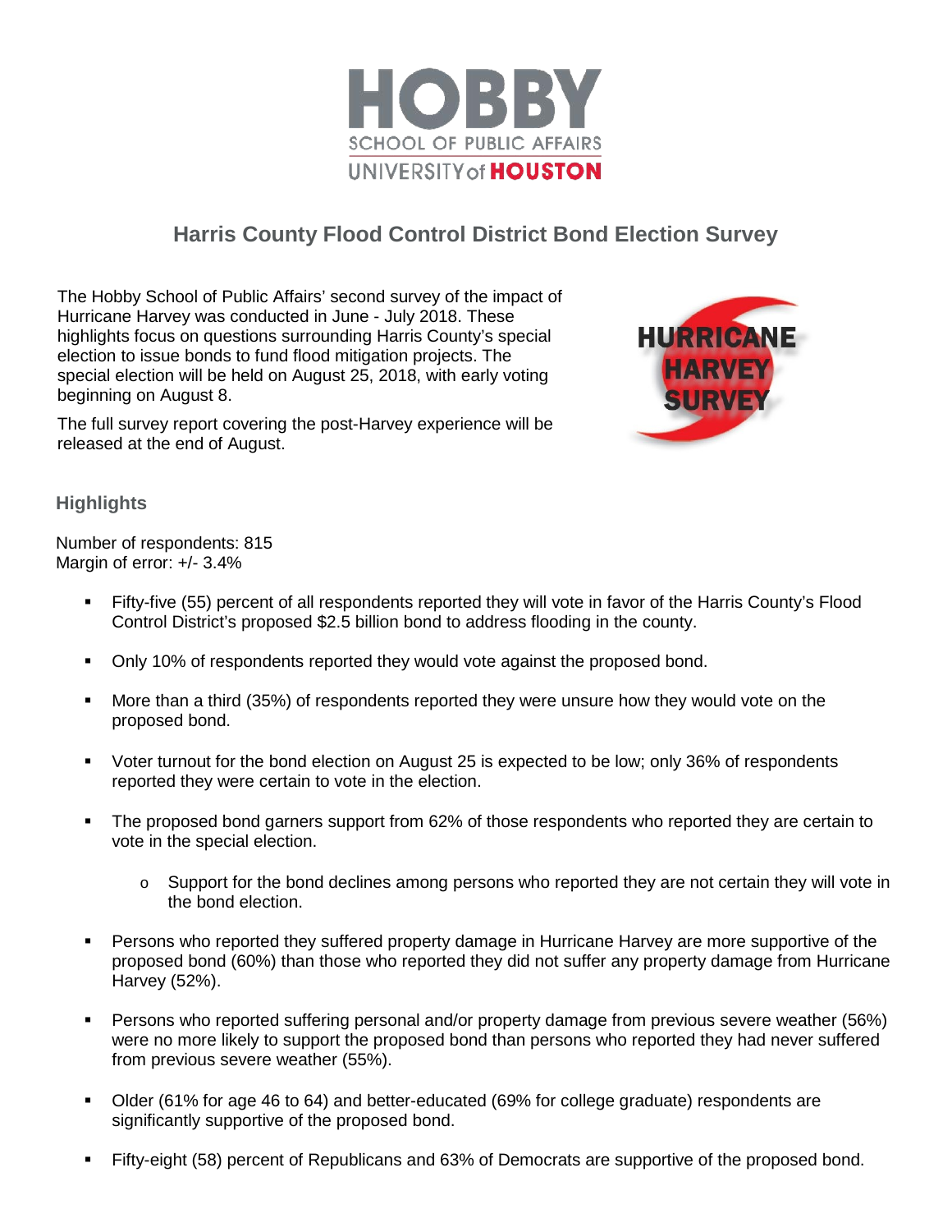HOBBY
SCHOOL OF PUBLIC AFFAIRS
UNIVERSITY of HOUSTON

# Harris County Flood Control District Bond Election Survey

The Hobby School of Public Affairs' second survey of the impact of Hurricane Harvey was conducted in June - July 2018. These highlights focus on questions surrounding Harris County's special election to issue bonds to fund flood mitigation projects. The special election will be held on August 25, 2018, with early voting beginning on August 8.

The full survey report covering the post-Harvey experience will be released at the end of August.

HURRICANE HARVEY SURVEY

## Highlights

Number of respondents: 815
Margin of error: +/- 3.4%

- Fifty-five (55) percent of all respondents reported they will vote in favor of the Harris County's Flood Control District's proposed $2.5 billion bond to address flooding in the county.
- Only 10% of respondents reported they would vote against the proposed bond.
- More than a third (35%) of respondents reported they were unsure how they would vote on the proposed bond.
- Voter turnout for the bond election on August 25 is expected to be low; only 36% of respondents reported they were certain to vote in the election.
- The proposed bond garners support from 62% of those respondents who reported they are certain to vote in the special election.
  - Support for the bond declines among persons who reported they are not certain they will vote in the bond election.
- Persons who reported they suffered property damage in Hurricane Harvey are more supportive of the proposed bond (60%) than those who reported they did not suffer any property damage from Hurricane Harvey (52%).
- Persons who reported suffering personal and/or property damage from previous severe weather (56%) were no more likely to support the proposed bond than persons who reported they had never suffered from previous severe weather (55%).
- Older (61% for age 46 to 64) and better-educated (69% for college graduate) respondents are significantly supportive of the proposed bond.
- Fifty-eight (58) percent of Republicans and 63% of Democrats are supportive of the proposed bond.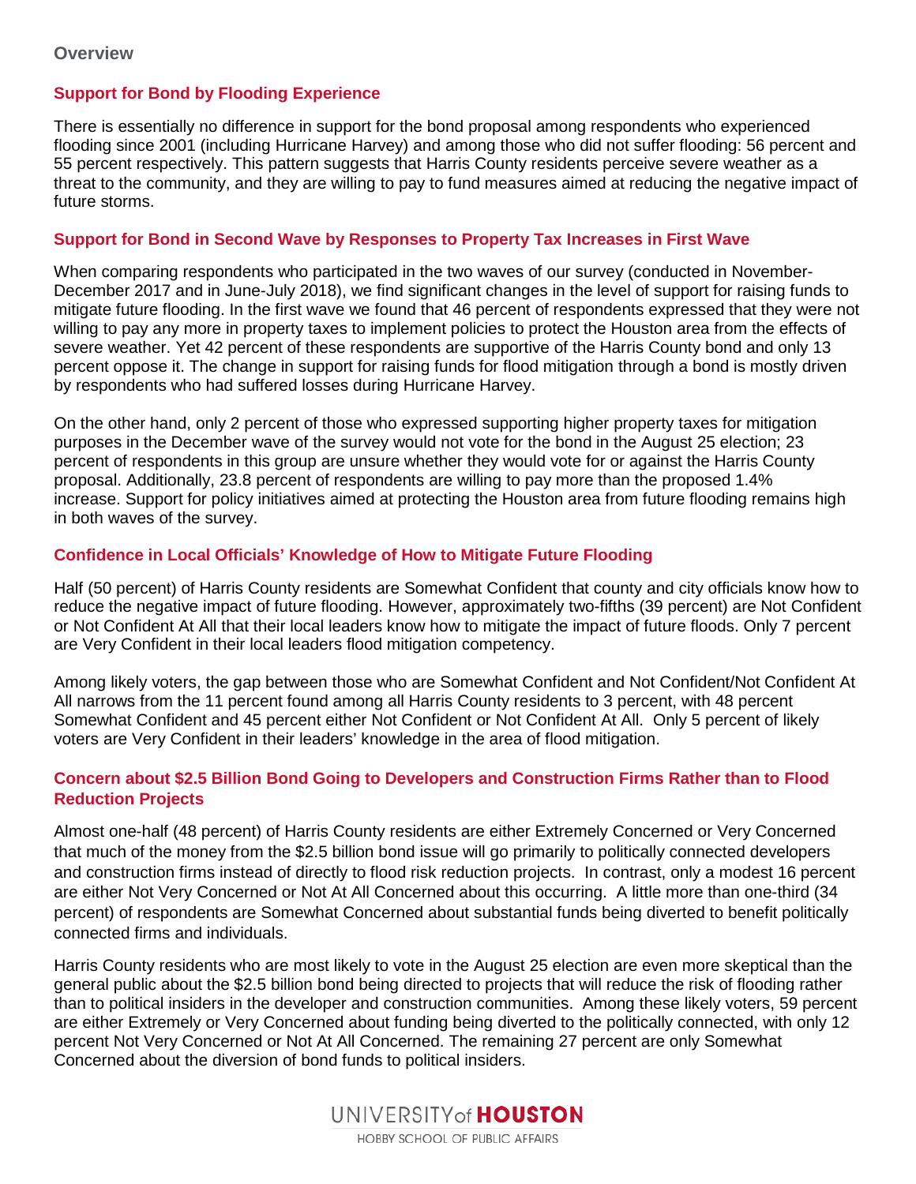## Overview

### Support for Bond by Flooding Experience

There is essentially no difference in support for the bond proposal among respondents who experienced flooding since 2001 (including Hurricane Harvey) and among those who did not suffer flooding: 56 percent and 55 percent respectively. This pattern suggests that Harris County residents perceive severe weather as a threat to the community, and they are willing to pay to fund measures aimed at reducing the negative impact of future storms.

### Support for Bond in Second Wave by Responses to Property Tax Increases in First Wave

When comparing respondents who participated in the two waves of our survey (conducted in November-December 2017 and in June-July 2018), we find significant changes in the level of support for raising funds to mitigate future flooding. In the first wave we found that 46 percent of respondents expressed that they were not willing to pay any more in property taxes to implement policies to protect the Houston area from the effects of severe weather. Yet 42 percent of these respondents are supportive of the Harris County bond and only 13 percent oppose it. The change in support for raising funds for flood mitigation through a bond is mostly driven by respondents who had suffered losses during Hurricane Harvey.

On the other hand, only 2 percent of those who expressed supporting higher property taxes for mitigation purposes in the December wave of the survey would not vote for the bond in the August 25 election; 23 percent of respondents in this group are unsure whether they would vote for or against the Harris County proposal. Additionally, 23.8 percent of respondents are willing to pay more than the proposed 1.4% increase. Support for policy initiatives aimed at protecting the Houston area from future flooding remains high in both waves of the survey.

### Confidence in Local Officials' Knowledge of How to Mitigate Future Flooding

Half (50 percent) of Harris County residents are Somewhat Confident that county and city officials know how to reduce the negative impact of future flooding. However, approximately two-fifths (39 percent) are Not Confident or Not Confident At All that their local leaders know how to mitigate the impact of future floods. Only 7 percent are Very Confident in their local leaders flood mitigation competency.

Among likely voters, the gap between those who are Somewhat Confident and Not Confident/Not Confident At All narrows from the 11 percent found among all Harris County residents to 3 percent, with 48 percent Somewhat Confident and 45 percent either Not Confident or Not Confident At All. Only 5 percent of likely voters are Very Confident in their leaders' knowledge in the area of flood mitigation.

### Concern about $2.5 Billion Bond Going to Developers and Construction Firms Rather than to Flood Reduction Projects

Almost one-half (48 percent) of Harris County residents are either Extremely Concerned or Very Concerned that much of the money from the $2.5 billion bond issue will go primarily to politically connected developers and construction firms instead of directly to flood risk reduction projects. In contrast, only a modest 16 percent are either Not Very Concerned or Not At All Concerned about this occurring. A little more than one-third (34 percent) of respondents are Somewhat Concerned about substantial funds being diverted to benefit politically connected firms and individuals.

Harris County residents who are most likely to vote in the August 25 election are even more skeptical than the general public about the $2.5 billion bond being directed to projects that will reduce the risk of flooding rather than to political insiders in the developer and construction communities. Among these likely voters, 59 percent are either Extremely or Very Concerned about funding being diverted to the politically connected, with only 12 percent Not Very Concerned or Not At All Concerned. The remaining 27 percent are only Somewhat Concerned about the diversion of bond funds to political insiders.